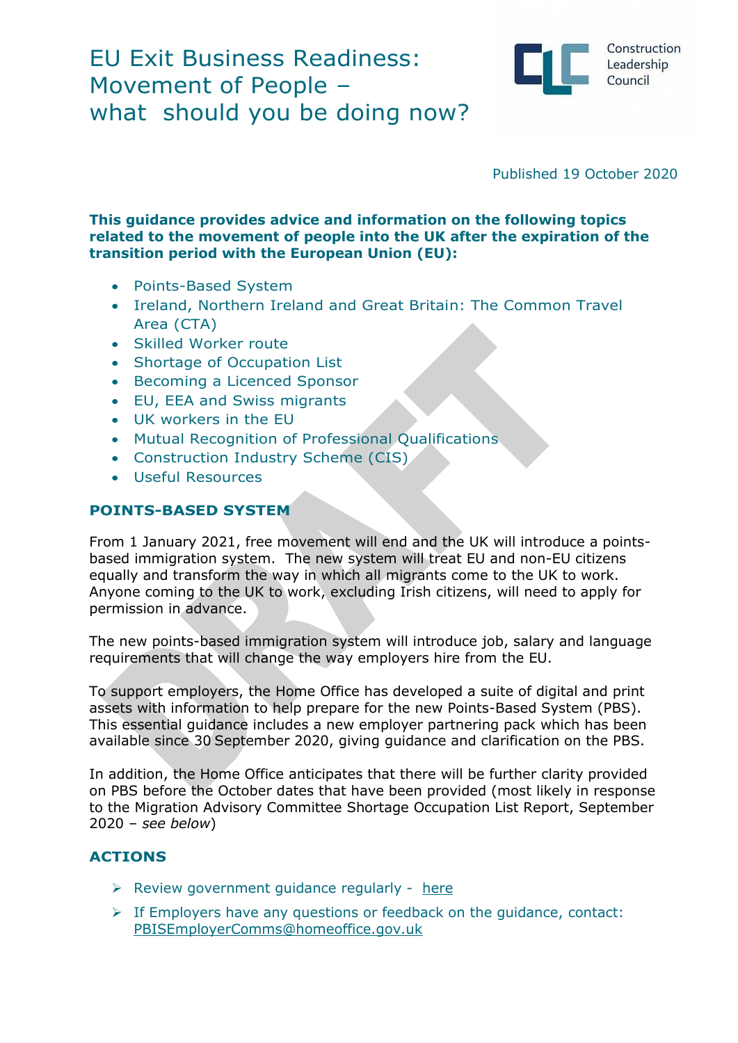# EU Exit Business Readiness: Movement of People – what should you be doing now?

Construction Leadership Council

Published 19 October 2020

**This guidance provides advice and information on the following topics related to the movement of people into the UK after the expiration of the transition period with the European Union (EU):**

- Points-Based System
- Ireland, Northern Ireland and Great Britain: The Common Travel Area (CTA)
- Skilled Worker route
- Shortage of Occupation List
- Becoming a Licenced Sponsor
- EU, EEA and Swiss migrants
- UK workers in the EU
- Mutual Recognition of Professional Qualifications
- Construction Industry Scheme (CIS)
- Useful Resources

## POINTS-BASED SYSTEM

From 1 January 2021, free movement will end and the UK will introduce a points-based immigration system. The new system will treat EU and non-EU citizens equally and transform the way in which all migrants come to the UK to work. Anyone coming to the UK to work, excluding Irish citizens, will need to apply for permission in advance.

The new points-based immigration system will introduce job, salary and language requirements that will change the way employers hire from the EU.

To support employers, the Home Office has developed a suite of digital and print assets with information to help prepare for the new Points-Based System (PBS). This essential guidance includes a new employer partnering pack which has been available since 30 September 2020, giving guidance and clarification on the PBS.

In addition, the Home Office anticipates that there will be further clarity provided on PBS before the October dates that have been provided (most likely in response to the Migration Advisory Committee Shortage Occupation List Report, September 2020 – *see below*)

## ACTIONS

- Review government guidance regularly - here
- If Employers have any questions or feedback on the guidance, contact: PBISEmployerComms@homeoffice.gov.uk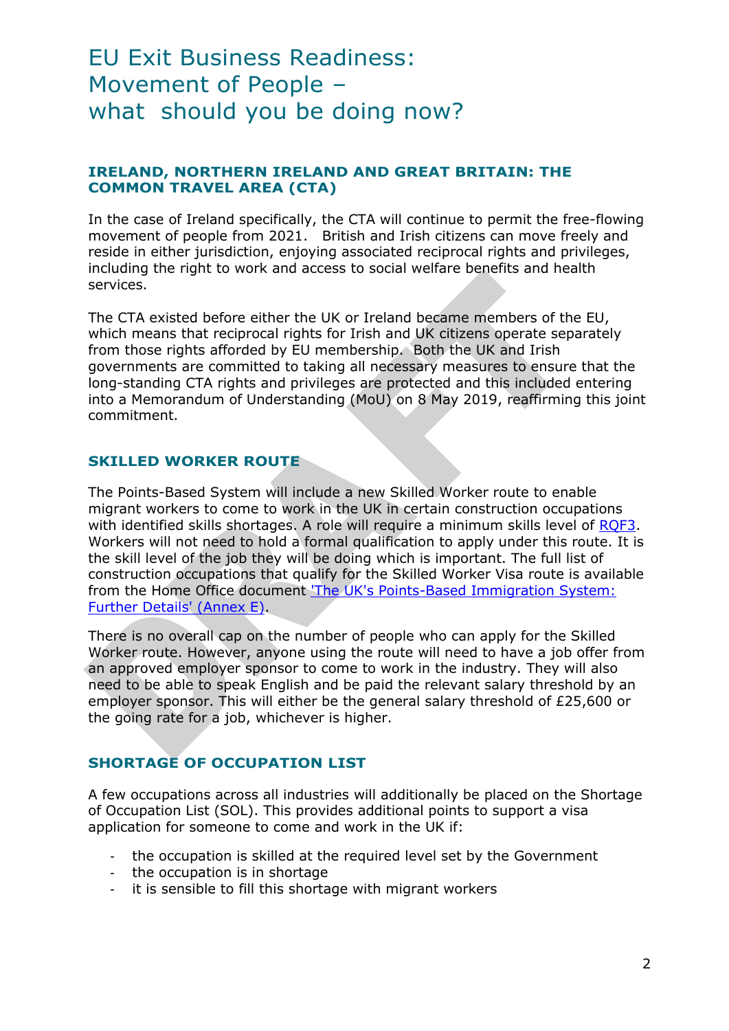# EU Exit Business Readiness: Movement of People – what should you be doing now?

## IRELAND, NORTHERN IRELAND AND GREAT BRITAIN: THE COMMON TRAVEL AREA (CTA)

In the case of Ireland specifically, the CTA will continue to permit the free-flowing movement of people from 2021. British and Irish citizens can move freely and reside in either jurisdiction, enjoying associated reciprocal rights and privileges, including the right to work and access to social welfare benefits and health services.

The CTA existed before either the UK or Ireland became members of the EU, which means that reciprocal rights for Irish and UK citizens operate separately from those rights afforded by EU membership. Both the UK and Irish governments are committed to taking all necessary measures to ensure that the long-standing CTA rights and privileges are protected and this included entering into a Memorandum of Understanding (MoU) on 8 May 2019, reaffirming this joint commitment.

## SKILLED WORKER ROUTE

The Points-Based System will include a new Skilled Worker route to enable migrant workers to come to work in the UK in certain construction occupations with identified skills shortages. A role will require a minimum skills level of RQF3. Workers will not need to hold a formal qualification to apply under this route. It is the skill level of the job they will be doing which is important. The full list of construction occupations that qualify for the Skilled Worker Visa route is available from the Home Office document 'The UK's Points-Based Immigration System: Further Details' (Annex E).

There is no overall cap on the number of people who can apply for the Skilled Worker route. However, anyone using the route will need to have a job offer from an approved employer sponsor to come to work in the industry. They will also need to be able to speak English and be paid the relevant salary threshold by an employer sponsor. This will either be the general salary threshold of £25,600 or the going rate for a job, whichever is higher.

## SHORTAGE OF OCCUPATION LIST

A few occupations across all industries will additionally be placed on the Shortage of Occupation List (SOL). This provides additional points to support a visa application for someone to come and work in the UK if:

- the occupation is skilled at the required level set by the Government
- the occupation is in shortage
- it is sensible to fill this shortage with migrant workers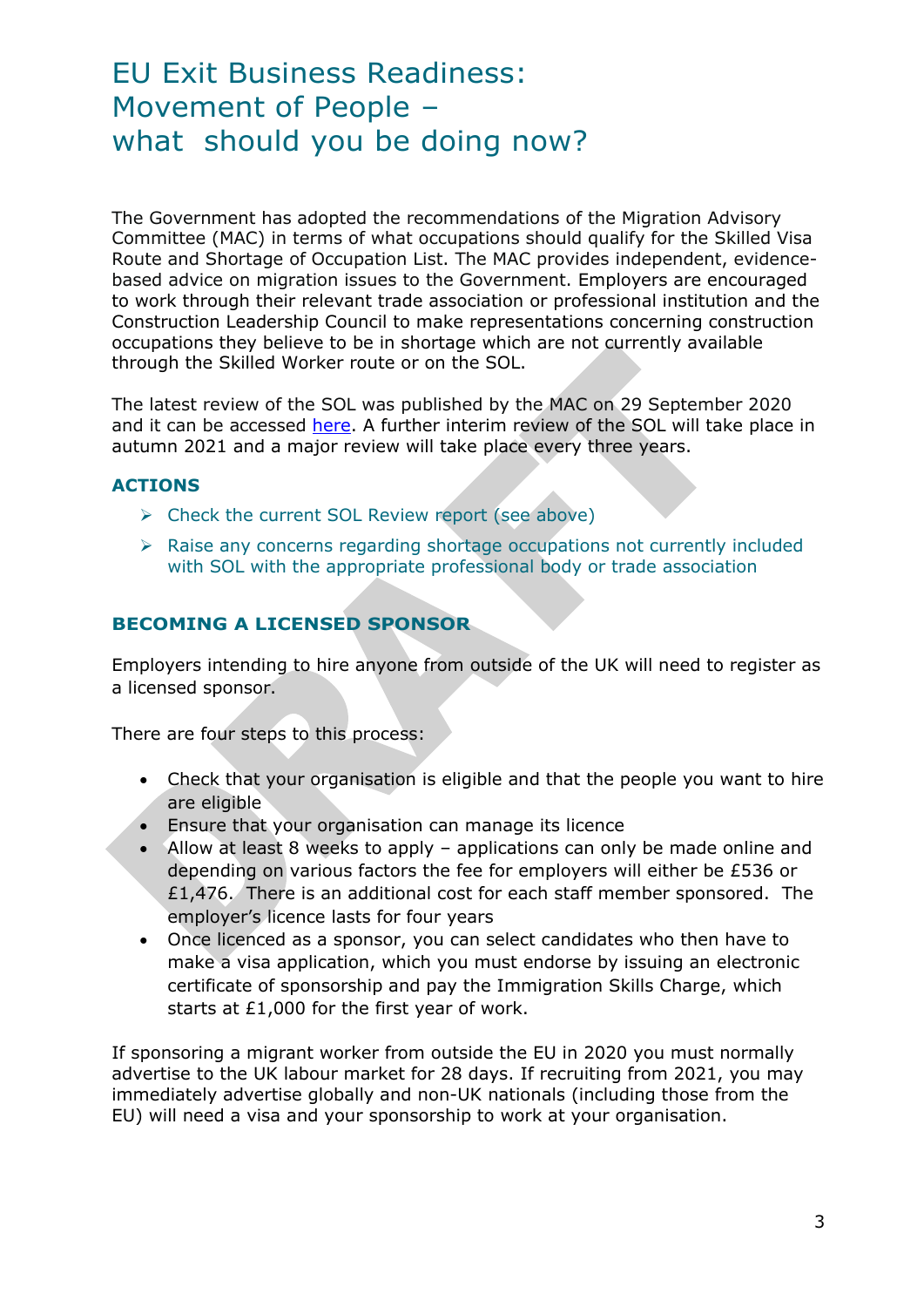# EU Exit Business Readiness: Movement of People – what should you be doing now?

The Government has adopted the recommendations of the Migration Advisory Committee (MAC) in terms of what occupations should qualify for the Skilled Visa Route and Shortage of Occupation List. The MAC provides independent, evidence-based advice on migration issues to the Government. Employers are encouraged to work through their relevant trade association or professional institution and the Construction Leadership Council to make representations concerning construction occupations they believe to be in shortage which are not currently available through the Skilled Worker route or on the SOL.

The latest review of the SOL was published by the MAC on 29 September 2020 and it can be accessed here. A further interim review of the SOL will take place in autumn 2021 and a major review will take place every three years.

### ACTIONS

- Check the current SOL Review report (see above)
- Raise any concerns regarding shortage occupations not currently included with SOL with the appropriate professional body or trade association

### BECOMING A LICENSED SPONSOR

Employers intending to hire anyone from outside of the UK will need to register as a licensed sponsor.

There are four steps to this process:

- Check that your organisation is eligible and that the people you want to hire are eligible
- Ensure that your organisation can manage its licence
- Allow at least 8 weeks to apply – applications can only be made online and depending on various factors the fee for employers will either be £536 or £1,476. There is an additional cost for each staff member sponsored. The employer's licence lasts for four years
- Once licenced as a sponsor, you can select candidates who then have to make a visa application, which you must endorse by issuing an electronic certificate of sponsorship and pay the Immigration Skills Charge, which starts at £1,000 for the first year of work.

If sponsoring a migrant worker from outside the EU in 2020 you must normally advertise to the UK labour market for 28 days. If recruiting from 2021, you may immediately advertise globally and non-UK nationals (including those from the EU) will need a visa and your sponsorship to work at your organisation.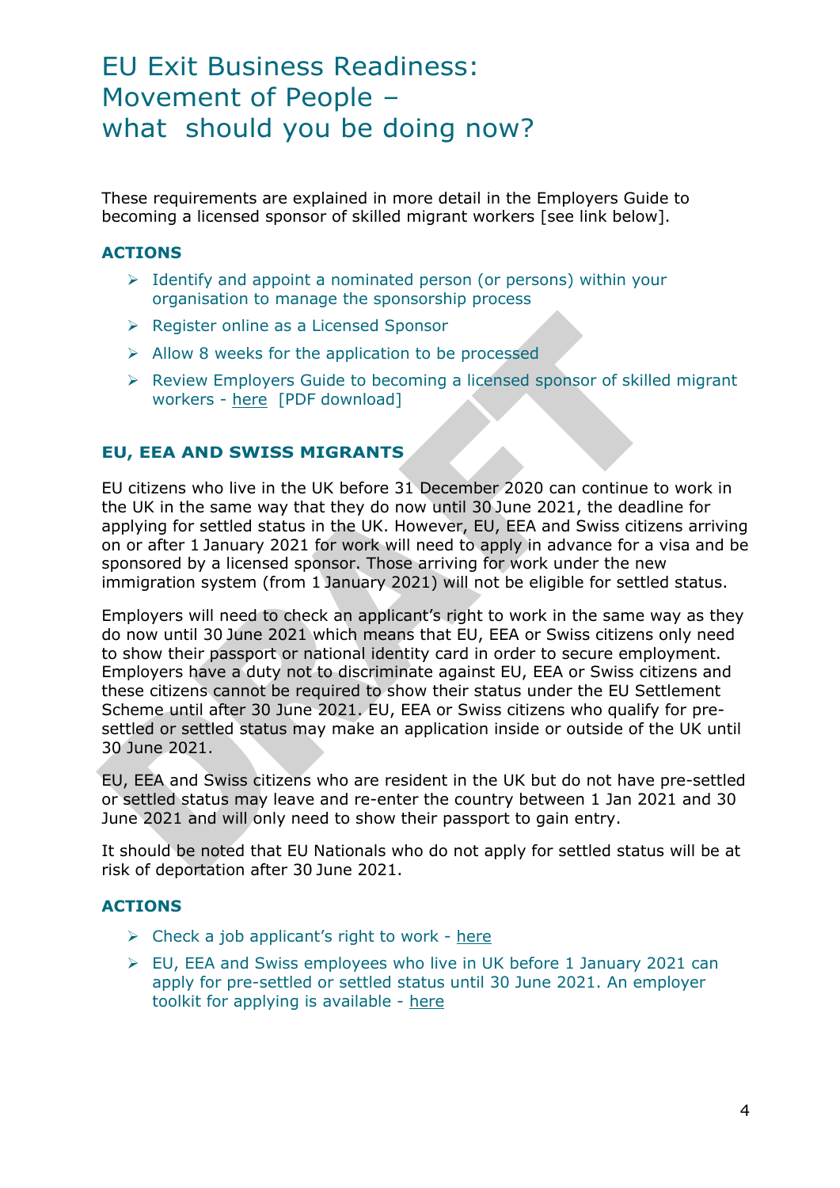# EU Exit Business Readiness: Movement of People – what should you be doing now?

These requirements are explained in more detail in the Employers Guide to becoming a licensed sponsor of skilled migrant workers [see link below].

### ACTIONS

- Identify and appoint a nominated person (or persons) within your organisation to manage the sponsorship process
- Register online as a Licensed Sponsor
- Allow 8 weeks for the application to be processed
- Review Employers Guide to becoming a licensed sponsor of skilled migrant workers - here [PDF download]

### EU, EEA AND SWISS MIGRANTS

EU citizens who live in the UK before 31 December 2020 can continue to work in the UK in the same way that they do now until 30 June 2021, the deadline for applying for settled status in the UK. However, EU, EEA and Swiss citizens arriving on or after 1 January 2021 for work will need to apply in advance for a visa and be sponsored by a licensed sponsor. Those arriving for work under the new immigration system (from 1 January 2021) will not be eligible for settled status.

Employers will need to check an applicant's right to work in the same way as they do now until 30 June 2021 which means that EU, EEA or Swiss citizens only need to show their passport or national identity card in order to secure employment. Employers have a duty not to discriminate against EU, EEA or Swiss citizens and these citizens cannot be required to show their status under the EU Settlement Scheme until after 30 June 2021. EU, EEA or Swiss citizens who qualify for pre-settled or settled status may make an application inside or outside of the UK until 30 June 2021.

EU, EEA and Swiss citizens who are resident in the UK but do not have pre-settled or settled status may leave and re-enter the country between 1 Jan 2021 and 30 June 2021 and will only need to show their passport to gain entry.

It should be noted that EU Nationals who do not apply for settled status will be at risk of deportation after 30 June 2021.

### ACTIONS

- Check a job applicant's right to work - here
- EU, EEA and Swiss employees who live in UK before 1 January 2021 can apply for pre-settled or settled status until 30 June 2021. An employer toolkit for applying is available - here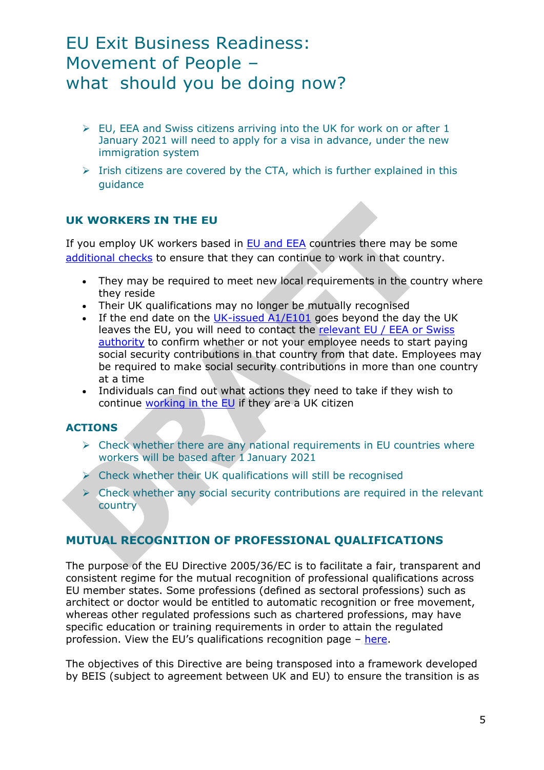# EU Exit Business Readiness: Movement of People – what should you be doing now?

- EU, EEA and Swiss citizens arriving into the UK for work on or after 1 January 2021 will need to apply for a visa in advance, under the new immigration system
- Irish citizens are covered by the CTA, which is further explained in this guidance

## UK WORKERS IN THE EU

If you employ UK workers based in EU and EEA countries there may be some additional checks to ensure that they can continue to work in that country.

- They may be required to meet new local requirements in the country where they reside
- Their UK qualifications may no longer be mutually recognised
- If the end date on the UK-issued A1/E101 goes beyond the day the UK leaves the EU, you will need to contact the relevant EU / EEA or Swiss authority to confirm whether or not your employee needs to start paying social security contributions in that country from that date. Employees may be required to make social security contributions in more than one country at a time
- Individuals can find out what actions they need to take if they wish to continue working in the EU if they are a UK citizen

## ACTIONS

- Check whether there are any national requirements in EU countries where workers will be based after 1 January 2021
- Check whether their UK qualifications will still be recognised
- Check whether any social security contributions are required in the relevant country

## MUTUAL RECOGNITION OF PROFESSIONAL QUALIFICATIONS

The purpose of the EU Directive 2005/36/EC is to facilitate a fair, transparent and consistent regime for the mutual recognition of professional qualifications across EU member states. Some professions (defined as sectoral professions) such as architect or doctor would be entitled to automatic recognition or free movement, whereas other regulated professions such as chartered professions, may have specific education or training requirements in order to attain the regulated profession. View the EU's qualifications recognition page – here.

The objectives of this Directive are being transposed into a framework developed by BEIS (subject to agreement between UK and EU) to ensure the transition is as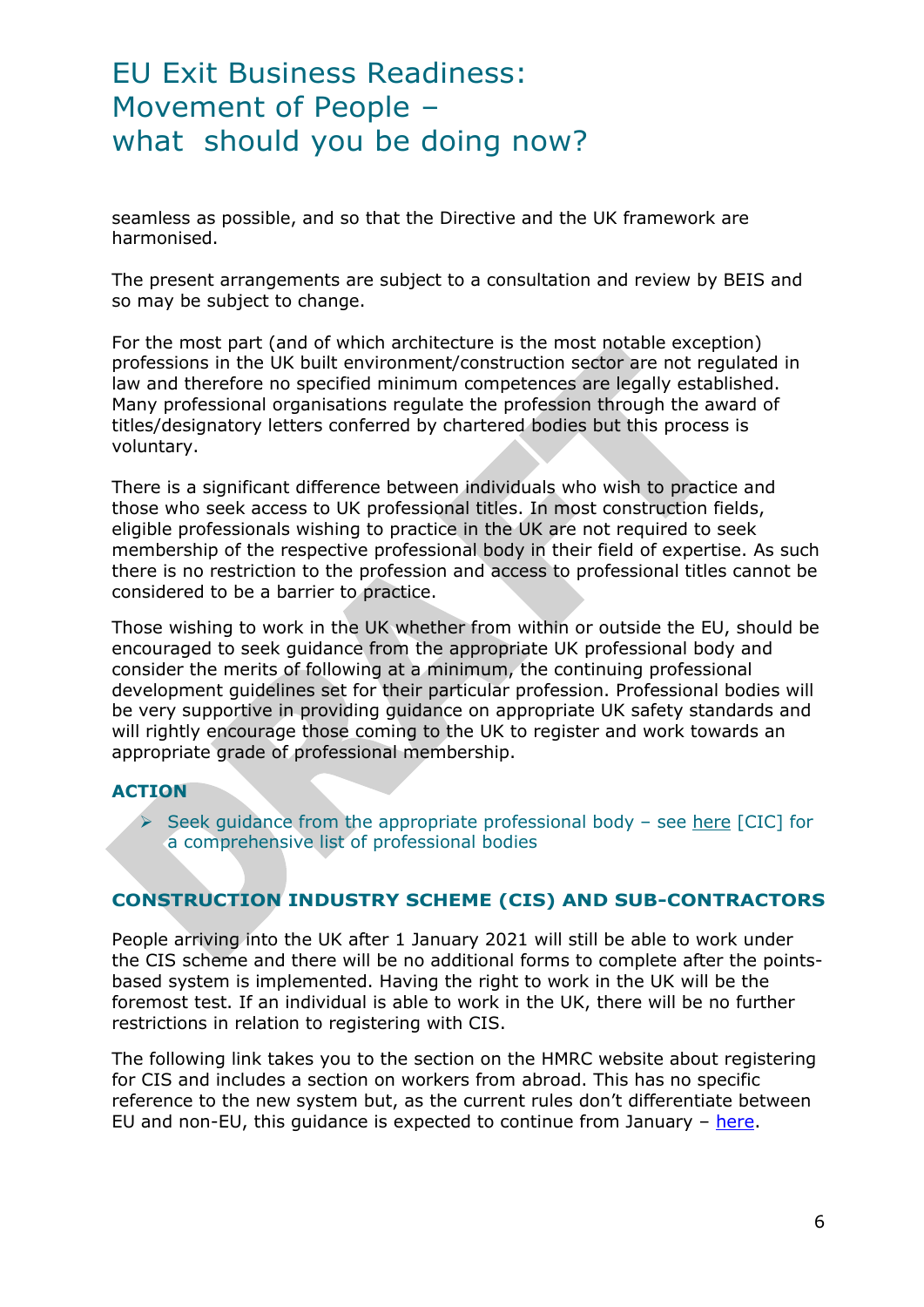seamless as possible, and so that the Directive and the UK framework are harmonised.

The present arrangements are subject to a consultation and review by BEIS and so may be subject to change.

For the most part (and of which architecture is the most notable exception) professions in the UK built environment/construction sector are not regulated in law and therefore no specified minimum competences are legally established. Many professional organisations regulate the profession through the award of titles/designatory letters conferred by chartered bodies but this process is voluntary.

There is a significant difference between individuals who wish to practice and those who seek access to UK professional titles. In most construction fields, eligible professionals wishing to practice in the UK are not required to seek membership of the respective professional body in their field of expertise. As such there is no restriction to the profession and access to professional titles cannot be considered to be a barrier to practice.

Those wishing to work in the UK whether from within or outside the EU, should be encouraged to seek guidance from the appropriate UK professional body and consider the merits of following at a minimum, the continuing professional development guidelines set for their particular profession. Professional bodies will be very supportive in providing guidance on appropriate UK safety standards and will rightly encourage those coming to the UK to register and work towards an appropriate grade of professional membership.

**ACTION**

- Seek guidance from the appropriate professional body – see here [CIC] for a comprehensive list of professional bodies

## CONSTRUCTION INDUSTRY SCHEME (CIS) AND SUB-CONTRACTORS

People arriving into the UK after 1 January 2021 will still be able to work under the CIS scheme and there will be no additional forms to complete after the points-based system is implemented. Having the right to work in the UK will be the foremost test. If an individual is able to work in the UK, there will be no further restrictions in relation to registering with CIS.

The following link takes you to the section on the HMRC website about registering for CIS and includes a section on workers from abroad. This has no specific reference to the new system but, as the current rules don't differentiate between EU and non-EU, this guidance is expected to continue from January – here.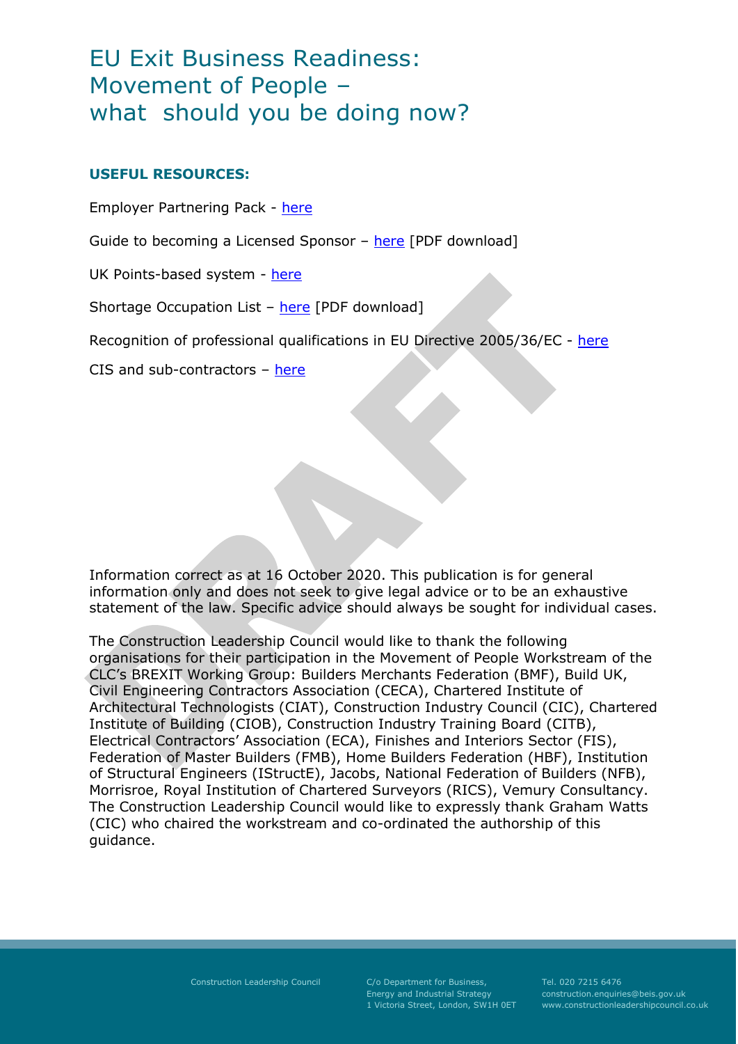# EU Exit Business Readiness: Movement of People – what should you be doing now?

**USEFUL RESOURCES:**

Employer Partnering Pack - here

Guide to becoming a Licensed Sponsor – here [PDF download]

UK Points-based system - here

Shortage Occupation List – here [PDF download]

Recognition of professional qualifications in EU Directive 2005/36/EC - here

CIS and sub-contractors – here

Information correct as at 16 October 2020. This publication is for general information only and does not seek to give legal advice or to be an exhaustive statement of the law. Specific advice should always be sought for individual cases.

The Construction Leadership Council would like to thank the following organisations for their participation in the Movement of People Workstream of the CLC's BREXIT Working Group: Builders Merchants Federation (BMF), Build UK, Civil Engineering Contractors Association (CECA), Chartered Institute of Architectural Technologists (CIAT), Construction Industry Council (CIC), Chartered Institute of Building (CIOB), Construction Industry Training Board (CITB), Electrical Contractors' Association (ECA), Finishes and Interiors Sector (FIS), Federation of Master Builders (FMB), Home Builders Federation (HBF), Institution of Structural Engineers (IStructE), Jacobs, National Federation of Builders (NFB), Morrisroe, Royal Institution of Chartered Surveyors (RICS), Vemury Consultancy. The Construction Leadership Council would like to expressly thank Graham Watts (CIC) who chaired the workstream and co-ordinated the authorship of this guidance.

Construction Leadership Council

C/o Department for Business, Energy and Industrial Strategy
1 Victoria Street, London, SW1H 0ET

Tel. 020 7215 6476
construction.enquiries@beis.gov.uk
www.constructionleadershipcouncil.co.uk